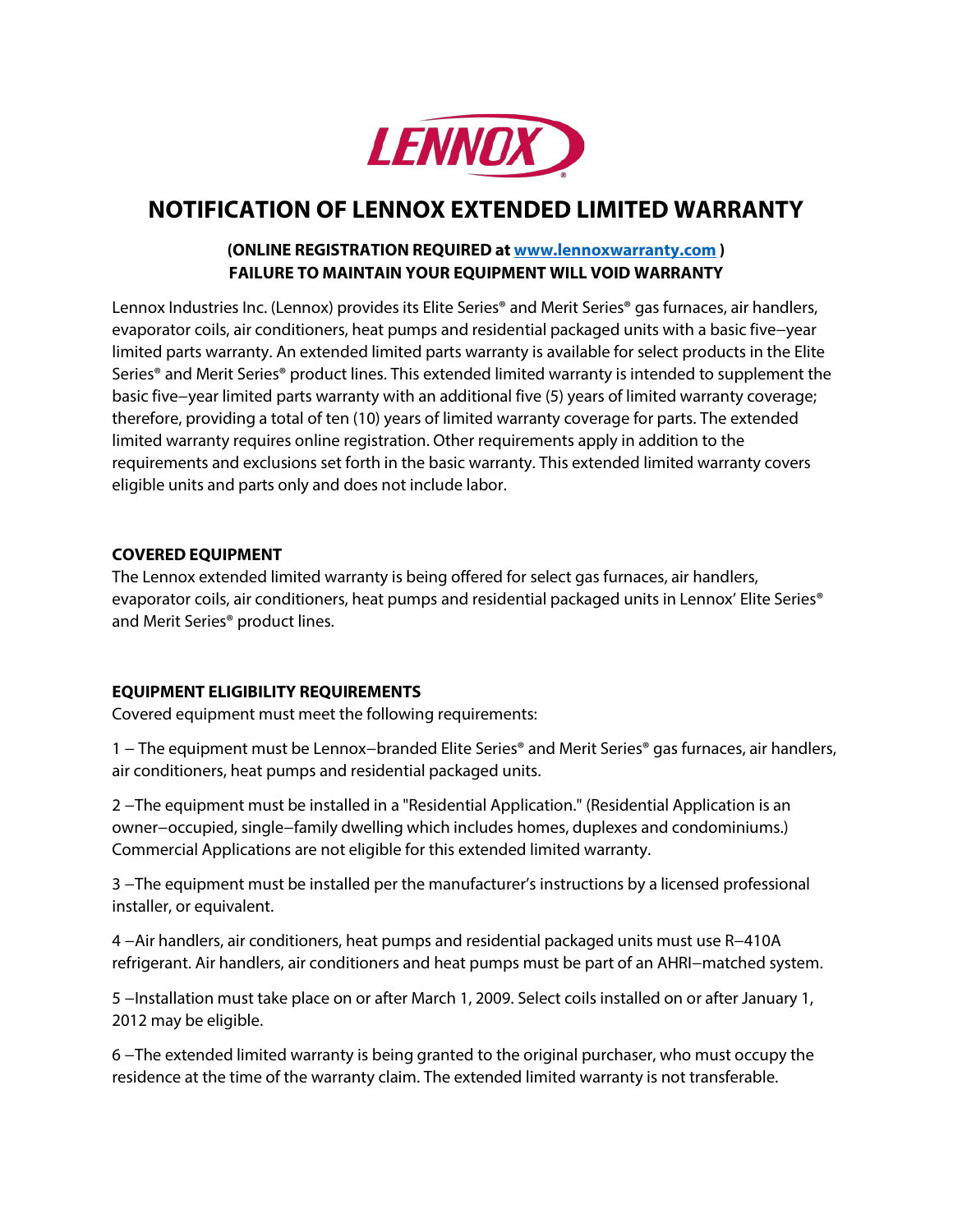# NOTIFICATION OF LENNOX EXTENDED LIMITED WARRANTY

**(ONLINE REGISTRATION REQUIRED at www.lennoxwarranty.com )**
**FAILURE TO MAINTAIN YOUR EQUIPMENT WILL VOID WARRANTY**

Lennox Industries Inc. (Lennox) provides its Elite Series® and Merit Series® gas furnaces, air handlers, evaporator coils, air conditioners, heat pumps and residential packaged units with a basic five−year limited parts warranty. An extended limited parts warranty is available for select products in the Elite Series® and Merit Series® product lines. This extended limited warranty is intended to supplement the basic five−year limited parts warranty with an additional five (5) years of limited warranty coverage; therefore, providing a total of ten (10) years of limited warranty coverage for parts. The extended limited warranty requires online registration. Other requirements apply in addition to the requirements and exclusions set forth in the basic warranty. This extended limited warranty covers eligible units and parts only and does not include labor.

**COVERED EQUIPMENT**

The Lennox extended limited warranty is being offered for select gas furnaces, air handlers, evaporator coils, air conditioners, heat pumps and residential packaged units in Lennox' Elite Series® and Merit Series® product lines.

**EQUIPMENT ELIGIBILITY REQUIREMENTS**

Covered equipment must meet the following requirements:

1 – The equipment must be Lennox−branded Elite Series® and Merit Series® gas furnaces, air handlers, air conditioners, heat pumps and residential packaged units.

2 –The equipment must be installed in a "Residential Application." (Residential Application is an owner−occupied, single−family dwelling which includes homes, duplexes and condominiums.) Commercial Applications are not eligible for this extended limited warranty.

3 –The equipment must be installed per the manufacturer's instructions by a licensed professional installer, or equivalent.

4 –Air handlers, air conditioners, heat pumps and residential packaged units must use R−410A refrigerant. Air handlers, air conditioners and heat pumps must be part of an AHRI−matched system.

5 –Installation must take place on or after March 1, 2009. Select coils installed on or after January 1, 2012 may be eligible.

6 –The extended limited warranty is being granted to the original purchaser, who must occupy the residence at the time of the warranty claim. The extended limited warranty is not transferable.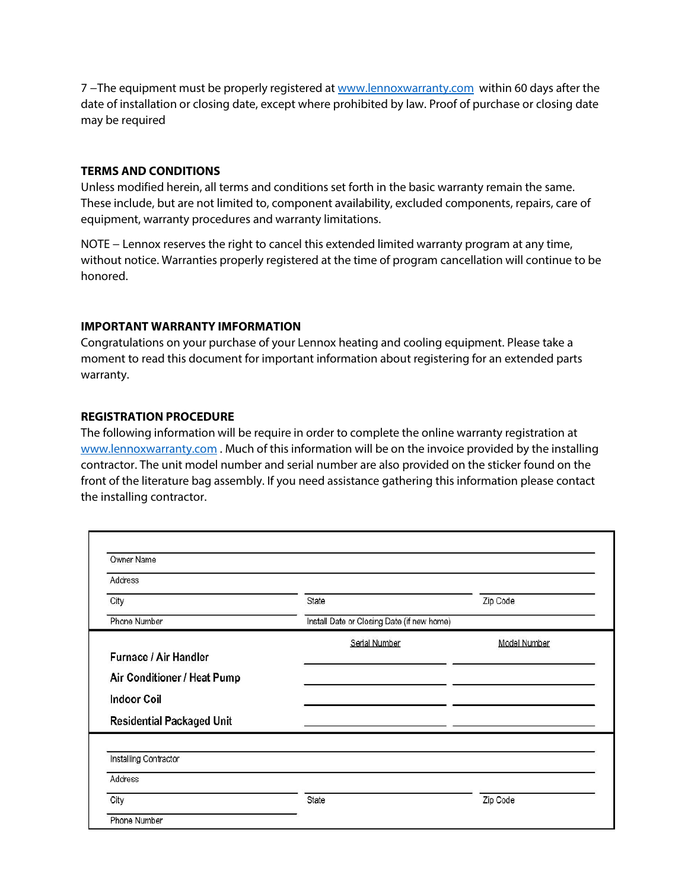7 –The equipment must be properly registered at www.lennoxwarranty.com within 60 days after the date of installation or closing date, except where prohibited by law. Proof of purchase or closing date may be required

## TERMS AND CONDITIONS

Unless modified herein, all terms and conditions set forth in the basic warranty remain the same. These include, but are not limited to, component availability, excluded components, repairs, care of equipment, warranty procedures and warranty limitations.

NOTE – Lennox reserves the right to cancel this extended limited warranty program at any time, without notice. Warranties properly registered at the time of program cancellation will continue to be honored.

## IMPORTANT WARRANTY IMFORMATION

Congratulations on your purchase of your Lennox heating and cooling equipment. Please take a moment to read this document for important information about registering for an extended parts warranty.

## REGISTRATION PROCEDURE

The following information will be require in order to complete the online warranty registration at www.lennoxwarranty.com . Much of this information will be on the invoice provided by the installing contractor. The unit model number and serial number are also provided on the sticker found on the front of the literature bag assembly. If you need assistance gathering this information please contact the installing contractor.

| Owner Name | | |
|---|---|---|
| Address | | |
| City | State | Zip Code |
| Phone Number | Install Date or Closing Date (if new home) | |

| | Serial Number | Model Number |
|---|---|---|
| Furnace / Air Handler | | |
| Air Conditioner / Heat Pump | | |
| Indoor Coil | | |
| Residential Packaged Unit | | |

| Installing Contractor | | |
|---|---|---|
| Address | | |
| City | State | Zip Code |
| Phone Number | | |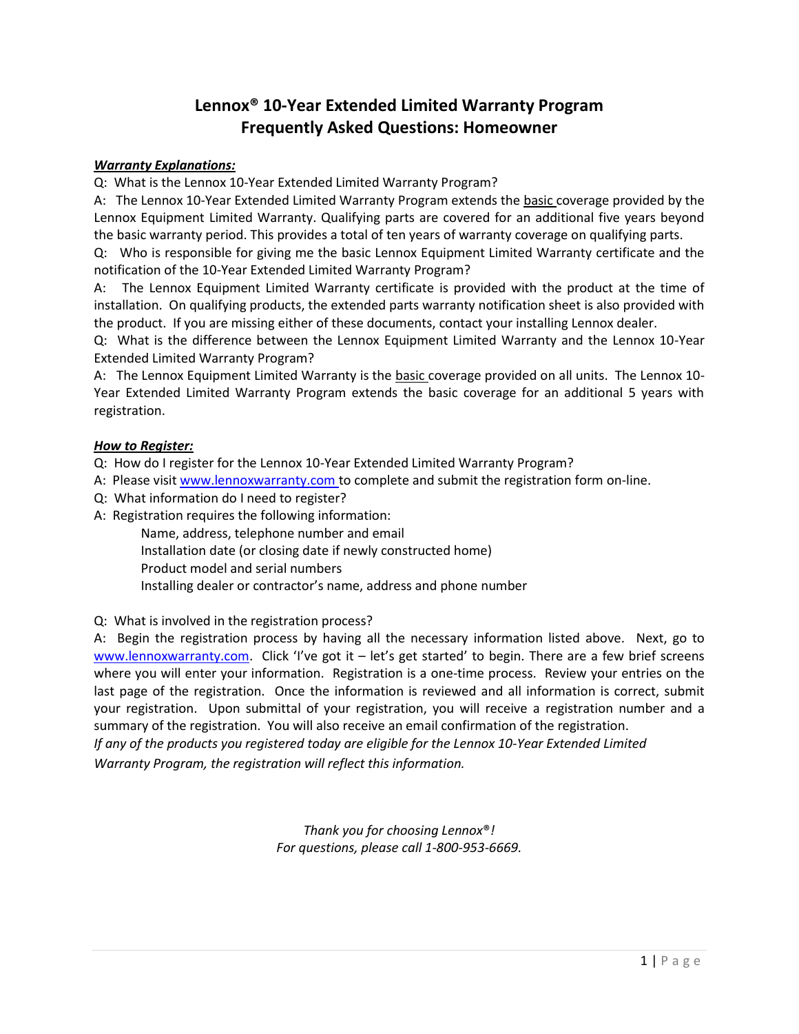# Lennox® 10-Year Extended Limited Warranty Program
# Frequently Asked Questions: Homeowner

***Warranty Explanations:***

Q: What is the Lennox 10-Year Extended Limited Warranty Program?

A: The Lennox 10-Year Extended Limited Warranty Program extends the basic coverage provided by the Lennox Equipment Limited Warranty. Qualifying parts are covered for an additional five years beyond the basic warranty period. This provides a total of ten years of warranty coverage on qualifying parts.

Q: Who is responsible for giving me the basic Lennox Equipment Limited Warranty certificate and the notification of the 10-Year Extended Limited Warranty Program?

A: The Lennox Equipment Limited Warranty certificate is provided with the product at the time of installation. On qualifying products, the extended parts warranty notification sheet is also provided with the product. If you are missing either of these documents, contact your installing Lennox dealer.

Q: What is the difference between the Lennox Equipment Limited Warranty and the Lennox 10-Year Extended Limited Warranty Program?

A: The Lennox Equipment Limited Warranty is the basic coverage provided on all units. The Lennox 10-Year Extended Limited Warranty Program extends the basic coverage for an additional 5 years with registration.

***How to Register:***

Q: How do I register for the Lennox 10-Year Extended Limited Warranty Program?

A: Please visit www.lennoxwarranty.com to complete and submit the registration form on-line.

Q: What information do I need to register?

A: Registration requires the following information:

- Name, address, telephone number and email
- Installation date (or closing date if newly constructed home)
- Product model and serial numbers
- Installing dealer or contractor's name, address and phone number

Q: What is involved in the registration process?

A: Begin the registration process by having all the necessary information listed above. Next, go to www.lennoxwarranty.com. Click 'I've got it – let's get started' to begin. There are a few brief screens where you will enter your information. Registration is a one-time process. Review your entries on the last page of the registration. Once the information is reviewed and all information is correct, submit your registration. Upon submittal of your registration, you will receive a registration number and a summary of the registration. You will also receive an email confirmation of the registration.

*If any of the products you registered today are eligible for the Lennox 10-Year Extended Limited Warranty Program, the registration will reflect this information.*

*Thank you for choosing Lennox®!*
*For questions, please call 1-800-953-6669.*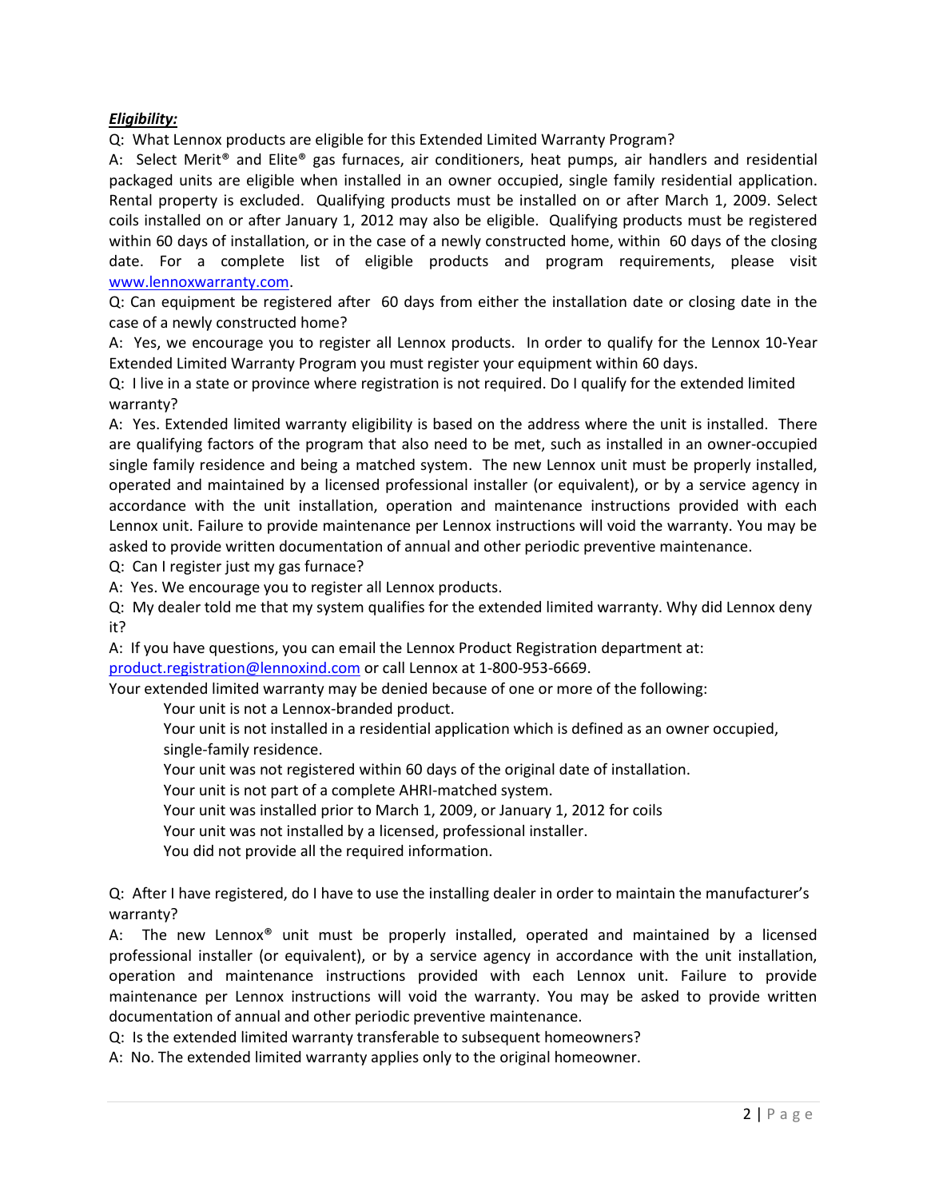***Eligibility:***

Q: What Lennox products are eligible for this Extended Limited Warranty Program?

A: Select Merit® and Elite® gas furnaces, air conditioners, heat pumps, air handlers and residential packaged units are eligible when installed in an owner occupied, single family residential application. Rental property is excluded. Qualifying products must be installed on or after March 1, 2009. Select coils installed on or after January 1, 2012 may also be eligible. Qualifying products must be registered within 60 days of installation, or in the case of a newly constructed home, within 60 days of the closing date. For a complete list of eligible products and program requirements, please visit [www.lennoxwarranty.com](http://www.lennoxwarranty.com).

Q: Can equipment be registered after 60 days from either the installation date or closing date in the case of a newly constructed home?

A: Yes, we encourage you to register all Lennox products. In order to qualify for the Lennox 10-Year Extended Limited Warranty Program you must register your equipment within 60 days.

Q: I live in a state or province where registration is not required. Do I qualify for the extended limited warranty?

A: Yes. Extended limited warranty eligibility is based on the address where the unit is installed. There are qualifying factors of the program that also need to be met, such as installed in an owner-occupied single family residence and being a matched system. The new Lennox unit must be properly installed, operated and maintained by a licensed professional installer (or equivalent), or by a service agency in accordance with the unit installation, operation and maintenance instructions provided with each Lennox unit. Failure to provide maintenance per Lennox instructions will void the warranty. You may be asked to provide written documentation of annual and other periodic preventive maintenance.

Q: Can I register just my gas furnace?

A: Yes. We encourage you to register all Lennox products.

Q: My dealer told me that my system qualifies for the extended limited warranty. Why did Lennox deny it?

A: If you have questions, you can email the Lennox Product Registration department at: [product.registration@lennoxind.com](mailto:product.registration@lennoxind.com) or call Lennox at 1-800-953-6669.

Your extended limited warranty may be denied because of one or more of the following:

- Your unit is not a Lennox-branded product.
- Your unit is not installed in a residential application which is defined as an owner occupied, single-family residence.
- Your unit was not registered within 60 days of the original date of installation.
- Your unit is not part of a complete AHRI-matched system.
- Your unit was installed prior to March 1, 2009, or January 1, 2012 for coils
- Your unit was not installed by a licensed, professional installer.
- You did not provide all the required information.

Q: After I have registered, do I have to use the installing dealer in order to maintain the manufacturer's warranty?

A: The new Lennox® unit must be properly installed, operated and maintained by a licensed professional installer (or equivalent), or by a service agency in accordance with the unit installation, operation and maintenance instructions provided with each Lennox unit. Failure to provide maintenance per Lennox instructions will void the warranty. You may be asked to provide written documentation of annual and other periodic preventive maintenance.

Q: Is the extended limited warranty transferable to subsequent homeowners?

A: No. The extended limited warranty applies only to the original homeowner.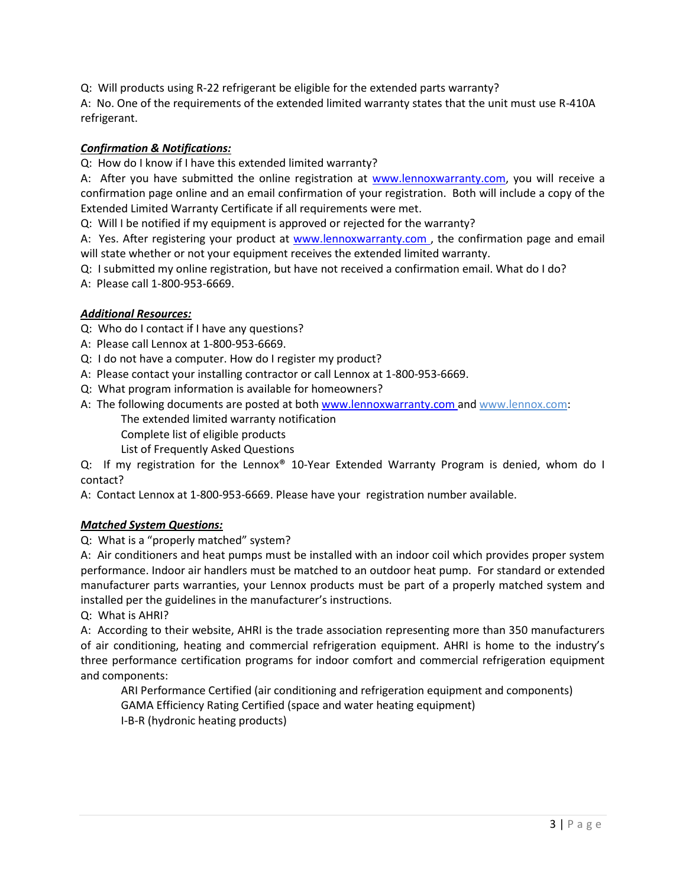Q: Will products using R-22 refrigerant be eligible for the extended parts warranty?

A: No. One of the requirements of the extended limited warranty states that the unit must use R-410A refrigerant.

***Confirmation & Notifications:***

Q: How do I know if I have this extended limited warranty?

A: After you have submitted the online registration at www.lennoxwarranty.com, you will receive a confirmation page online and an email confirmation of your registration. Both will include a copy of the Extended Limited Warranty Certificate if all requirements were met.

Q: Will I be notified if my equipment is approved or rejected for the warranty?

A: Yes. After registering your product at www.lennoxwarranty.com , the confirmation page and email will state whether or not your equipment receives the extended limited warranty.

Q: I submitted my online registration, but have not received a confirmation email. What do I do?

A: Please call 1-800-953-6669.

***Additional Resources:***

Q: Who do I contact if I have any questions?

A: Please call Lennox at 1-800-953-6669.

Q: I do not have a computer. How do I register my product?

A: Please contact your installing contractor or call Lennox at 1-800-953-6669.

Q: What program information is available for homeowners?

A: The following documents are posted at both www.lennoxwarranty.com and www.lennox.com:

- The extended limited warranty notification
- Complete list of eligible products
- List of Frequently Asked Questions

Q: If my registration for the Lennox® 10-Year Extended Warranty Program is denied, whom do I contact?

A: Contact Lennox at 1-800-953-6669. Please have your registration number available.

***Matched System Questions:***

Q: What is a "properly matched" system?

A: Air conditioners and heat pumps must be installed with an indoor coil which provides proper system performance. Indoor air handlers must be matched to an outdoor heat pump. For standard or extended manufacturer parts warranties, your Lennox products must be part of a properly matched system and installed per the guidelines in the manufacturer's instructions.

Q: What is AHRI?

A: According to their website, AHRI is the trade association representing more than 350 manufacturers of air conditioning, heating and commercial refrigeration equipment. AHRI is home to the industry's three performance certification programs for indoor comfort and commercial refrigeration equipment and components:

- ARI Performance Certified (air conditioning and refrigeration equipment and components)
- GAMA Efficiency Rating Certified (space and water heating equipment)
- I-B-R (hydronic heating products)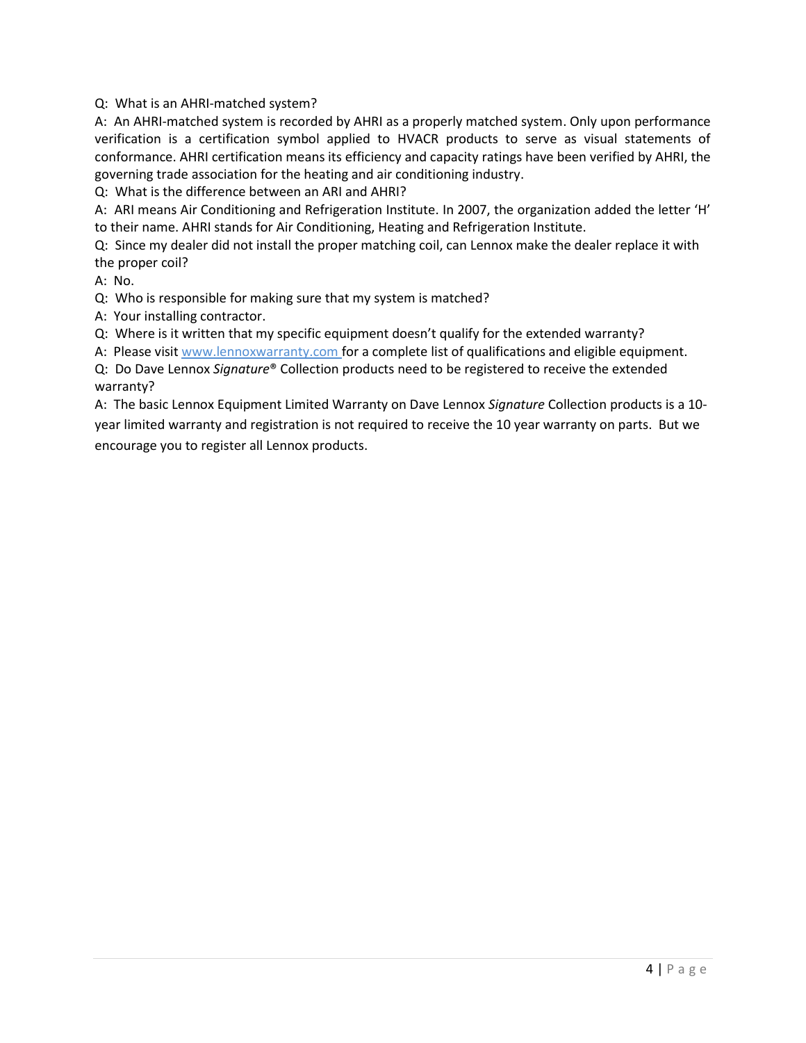Q: What is an AHRI-matched system?

A: An AHRI-matched system is recorded by AHRI as a properly matched system. Only upon performance verification is a certification symbol applied to HVACR products to serve as visual statements of conformance. AHRI certification means its efficiency and capacity ratings have been verified by AHRI, the governing trade association for the heating and air conditioning industry.

Q: What is the difference between an ARI and AHRI?

A: ARI means Air Conditioning and Refrigeration Institute. In 2007, the organization added the letter 'H' to their name. AHRI stands for Air Conditioning, Heating and Refrigeration Institute.

Q: Since my dealer did not install the proper matching coil, can Lennox make the dealer replace it with the proper coil?

A: No.

Q: Who is responsible for making sure that my system is matched?

A: Your installing contractor.

Q: Where is it written that my specific equipment doesn't qualify for the extended warranty?

A: Please visit [www.lennoxwarranty.com](http://www.lennoxwarranty.com) for a complete list of qualifications and eligible equipment.

Q: Do Dave Lennox *Signature®* Collection products need to be registered to receive the extended warranty?

A: The basic Lennox Equipment Limited Warranty on Dave Lennox *Signature* Collection products is a 10-year limited warranty and registration is not required to receive the 10 year warranty on parts. But we encourage you to register all Lennox products.